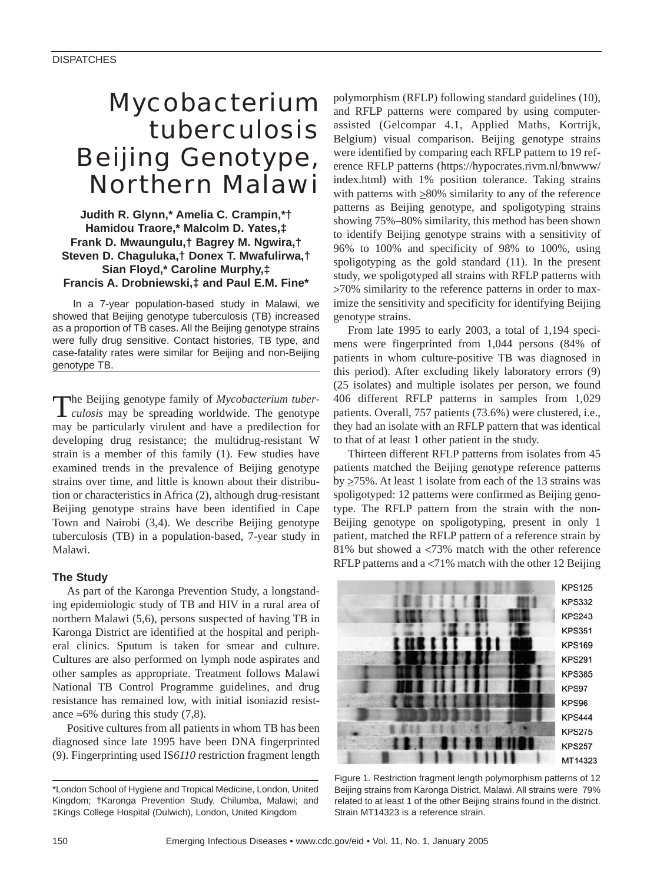DISPATCHES

# Mycobacterium tuberculosis Beijing Genotype, Northern Malawi

**Judith R. Glynn,\* Amelia C. Crampin,\*† Hamidou Traore,\* Malcolm D. Yates,‡ Frank D. Mwaungulu,† Bagrey M. Ngwira,† Steven D. Chaguluka,† Donex T. Mwafulirwa,† Sian Floyd,\* Caroline Murphy,‡ Francis A. Drobniewski,‡ and Paul E.M. Fine\***

In a 7-year population-based study in Malawi, we showed that Beijing genotype tuberculosis (TB) increased as a proportion of TB cases. All the Beijing genotype strains were fully drug sensitive. Contact histories, TB type, and case-fatality rates were similar for Beijing and non-Beijing genotype TB.

The Beijing genotype family of *Mycobacterium tuberculosis* may be spreading worldwide. The genotype may be particularly virulent and have a predilection for developing drug resistance; the multidrug-resistant W strain is a member of this family (1). Few studies have examined trends in the prevalence of Beijing genotype strains over time, and little is known about their distribution or characteristics in Africa (2), although drug-resistant Beijing genotype strains have been identified in Cape Town and Nairobi (3,4). We describe Beijing genotype tuberculosis (TB) in a population-based, 7-year study in Malawi.

## The Study

As part of the Karonga Prevention Study, a longstanding epidemiologic study of TB and HIV in a rural area of northern Malawi (5,6), persons suspected of having TB in Karonga District are identified at the hospital and peripheral clinics. Sputum is taken for smear and culture. Cultures are also performed on lymph node aspirates and other samples as appropriate. Treatment follows Malawi National TB Control Programme guidelines, and drug resistance has remained low, with initial isoniazid resistance ≈6% during this study (7,8).

Positive cultures from all patients in whom TB has been diagnosed since late 1995 have been DNA fingerprinted (9). Fingerprinting used IS*6110* restriction fragment length polymorphism (RFLP) following standard guidelines (10), and RFLP patterns were compared by using computer-assisted (Gelcompar 4.1, Applied Maths, Kortrijk, Belgium) visual comparison. Beijing genotype strains were identified by comparing each RFLP pattern to 19 reference RFLP patterns (https://hypocrates.rivm.nl/bnwww/index.html) with 1% position tolerance. Taking strains with patterns with ≥80% similarity to any of the reference patterns as Beijing genotype, and spoligotyping strains showing 75%–80% similarity, this method has been shown to identify Beijing genotype strains with a sensitivity of 96% to 100% and specificity of 98% to 100%, using spoligotyping as the gold standard (11). In the present study, we spoligotyped all strains with RFLP patterns with >70% similarity to the reference patterns in order to maximize the sensitivity and specificity for identifying Beijing genotype strains.

From late 1995 to early 2003, a total of 1,194 specimens were fingerprinted from 1,044 persons (84% of patients in whom culture-positive TB was diagnosed in this period). After excluding likely laboratory errors (9) (25 isolates) and multiple isolates per person, we found 406 different RFLP patterns in samples from 1,029 patients. Overall, 757 patients (73.6%) were clustered, i.e., they had an isolate with an RFLP pattern that was identical to that of at least 1 other patient in the study.

Thirteen different RFLP patterns from isolates from 45 patients matched the Beijing genotype reference patterns by ≥75%. At least 1 isolate from each of the 13 strains was spoligotyped: 12 patterns were confirmed as Beijing genotype. The RFLP pattern from the strain with the non-Beijing genotype on spoligotyping, present in only 1 patient, matched the RFLP pattern of a reference strain by 81% but showed a <73% match with the other reference RFLP patterns and a <71% match with the other 12 Beijing

Figure 1. Restriction fragment length polymorphism patterns of 12 Beijing strains from Karonga District, Malawi. All strains were 79% related to at least 1 of the other Beijing strains found in the district. Strain MT14323 is a reference strain.

\*London School of Hygiene and Tropical Medicine, London, United Kingdom; †Karonga Prevention Study, Chilumba, Malawi; and ‡Kings College Hospital (Dulwich), London, United Kingdom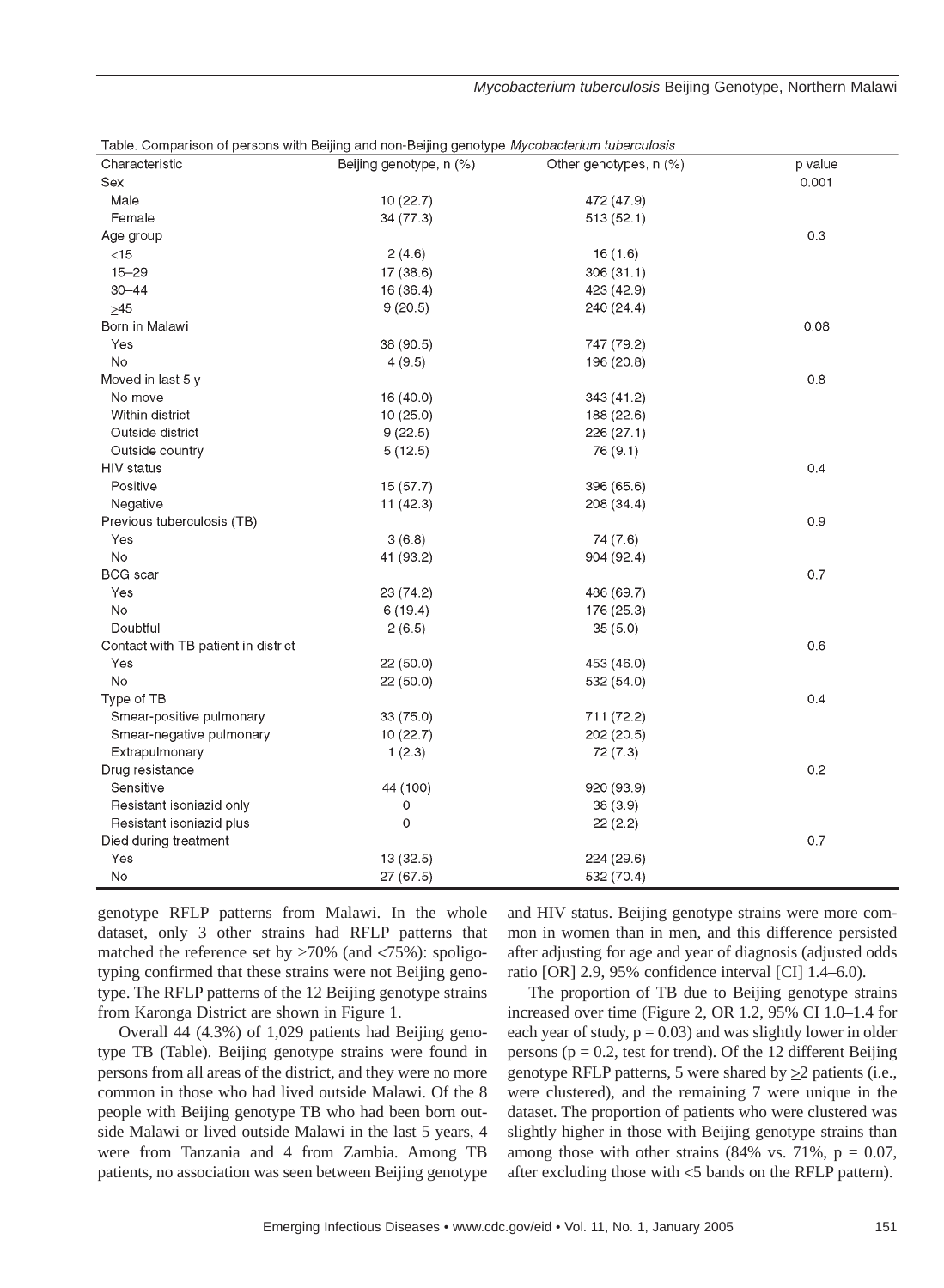Table. Comparison of persons with Beijing and non-Beijing genotype *Mycobacterium tuberculosis*

| Characteristic | Beijing genotype, n (%) | Other genotypes, n (%) | p value |
|---|---|---|---|
| Sex | | | 0.001 |
| Male | 10 (22.7) | 472 (47.9) | |
| Female | 34 (77.3) | 513 (52.1) | |
| Age group | | | 0.3 |
| <15 | 2 (4.6) | 16 (1.6) | |
| 15–29 | 17 (38.6) | 306 (31.1) | |
| 30–44 | 16 (36.4) | 423 (42.9) | |
| ≥45 | 9 (20.5) | 240 (24.4) | |
| Born in Malawi | | | 0.08 |
| Yes | 38 (90.5) | 747 (79.2) | |
| No | 4 (9.5) | 196 (20.8) | |
| Moved in last 5 y | | | 0.8 |
| No move | 16 (40.0) | 343 (41.2) | |
| Within district | 10 (25.0) | 188 (22.6) | |
| Outside district | 9 (22.5) | 226 (27.1) | |
| Outside country | 5 (12.5) | 76 (9.1) | |
| HIV status | | | 0.4 |
| Positive | 15 (57.7) | 396 (65.6) | |
| Negative | 11 (42.3) | 208 (34.4) | |
| Previous tuberculosis (TB) | | | 0.9 |
| Yes | 3 (6.8) | 74 (7.6) | |
| No | 41 (93.2) | 904 (92.4) | |
| BCG scar | | | 0.7 |
| Yes | 23 (74.2) | 486 (69.7) | |
| No | 6 (19.4) | 176 (25.3) | |
| Doubtful | 2 (6.5) | 35 (5.0) | |
| Contact with TB patient in district | | | 0.6 |
| Yes | 22 (50.0) | 453 (46.0) | |
| No | 22 (50.0) | 532 (54.0) | |
| Type of TB | | | 0.4 |
| Smear-positive pulmonary | 33 (75.0) | 711 (72.2) | |
| Smear-negative pulmonary | 10 (22.7) | 202 (20.5) | |
| Extrapulmonary | 1 (2.3) | 72 (7.3) | |
| Drug resistance | | | 0.2 |
| Sensitive | 44 (100) | 920 (93.9) | |
| Resistant isoniazid only | 0 | 38 (3.9) | |
| Resistant isoniazid plus | 0 | 22 (2.2) | |
| Died during treatment | | | 0.7 |
| Yes | 13 (32.5) | 224 (29.6) | |
| No | 27 (67.5) | 532 (70.4) | |

genotype RFLP patterns from Malawi. In the whole dataset, only 3 other strains had RFLP patterns that matched the reference set by >70% (and <75%): spoligotyping confirmed that these strains were not Beijing genotype. The RFLP patterns of the 12 Beijing genotype strains from Karonga District are shown in Figure 1.

Overall 44 (4.3%) of 1,029 patients had Beijing genotype TB (Table). Beijing genotype strains were found in persons from all areas of the district, and they were no more common in those who had lived outside Malawi. Of the 8 people with Beijing genotype TB who had been born outside Malawi or lived outside Malawi in the last 5 years, 4 were from Tanzania and 4 from Zambia. Among TB patients, no association was seen between Beijing genotype and HIV status. Beijing genotype strains were more common in women than in men, and this difference persisted after adjusting for age and year of diagnosis (adjusted odds ratio [OR] 2.9, 95% confidence interval [CI] 1.4–6.0).

The proportion of TB due to Beijing genotype strains increased over time (Figure 2, OR 1.2, 95% CI 1.0–1.4 for each year of study, $p = 0.03$) and was slightly lower in older persons ($p = 0.2$, test for trend). Of the 12 different Beijing genotype RFLP patterns, 5 were shared by ≥2 patients (i.e., were clustered), and the remaining 7 were unique in the dataset. The proportion of patients who were clustered was slightly higher in those with Beijing genotype strains than among those with other strains (84% vs. 71%, $p = 0.07$, after excluding those with <5 bands on the RFLP pattern).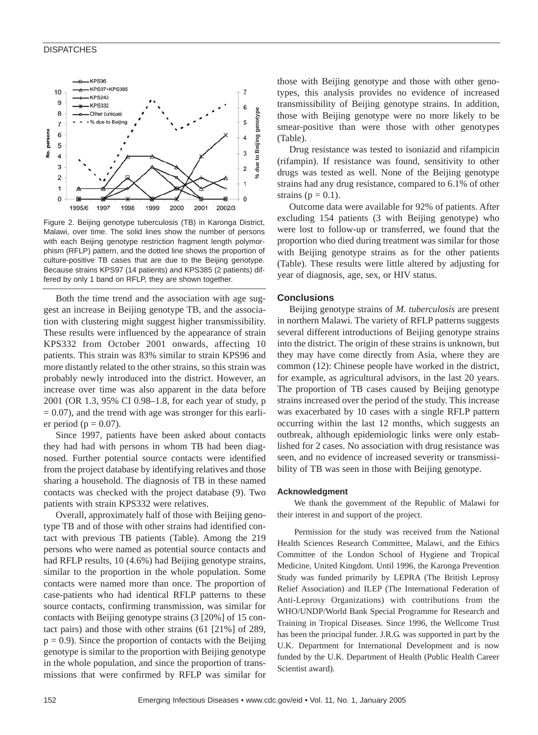Figure 2. Beijing genotype tuberculosis (TB) in Karonga District, Malawi, over time. The solid lines show the number of persons with each Beijing genotype restriction fragment length polymorphism (RFLP) pattern, and the dotted line shows the proportion of culture-positive TB cases that are due to the Beijing genotype. Because strains KPS97 (14 patients) and KPS385 (2 patients) differed by only 1 band on RFLP, they are shown together.

Both the time trend and the association with age suggest an increase in Beijing genotype TB, and the association with clustering might suggest higher transmissibility. These results were influenced by the appearance of strain KPS332 from October 2001 onwards, affecting 10 patients. This strain was 83% similar to strain KPS96 and more distantly related to the other strains, so this strain was probably newly introduced into the district. However, an increase over time was also apparent in the data before 2001 (OR 1.3, 95% CI 0.98–1.8, for each year of study, $p = 0.07$), and the trend with age was stronger for this earlier period ($p = 0.07$).

Since 1997, patients have been asked about contacts they had had with persons in whom TB had been diagnosed. Further potential source contacts were identified from the project database by identifying relatives and those sharing a household. The diagnosis of TB in these named contacts was checked with the project database (9). Two patients with strain KPS332 were relatives.

Overall, approximately half of those with Beijing genotype TB and of those with other strains had identified contact with previous TB patients (Table). Among the 219 persons who were named as potential source contacts and had RFLP results, 10 (4.6%) had Beijing genotype strains, similar to the proportion in the whole population. Some contacts were named more than once. The proportion of case-patients who had identical RFLP patterns to these source contacts, confirming transmission, was similar for contacts with Beijing genotype strains (3 [20%] of 15 contact pairs) and those with other strains (61 [21%] of 289, $p = 0.9$). Since the proportion of contacts with the Beijing genotype is similar to the proportion with Beijing genotype in the whole population, and since the proportion of transmissions that were confirmed by RFLP was similar for those with Beijing genotype and those with other genotypes, this analysis provides no evidence of increased transmissibility of Beijing genotype strains. In addition, those with Beijing genotype were no more likely to be smear-positive than were those with other genotypes (Table).

Drug resistance was tested to isoniazid and rifampicin (rifampin). If resistance was found, sensitivity to other drugs was tested as well. None of the Beijing genotype strains had any drug resistance, compared to 6.1% of other strains ($p = 0.1$).

Outcome data were available for 92% of patients. After excluding 154 patients (3 with Beijing genotype) who were lost to follow-up or transferred, we found that the proportion who died during treatment was similar for those with Beijing genotype strains as for the other patients (Table). These results were little altered by adjusting for year of diagnosis, age, sex, or HIV status.

## Conclusions

Beijing genotype strains of *M. tuberculosis* are present in northern Malawi. The variety of RFLP patterns suggests several different introductions of Beijing genotype strains into the district. The origin of these strains is unknown, but they may have come directly from Asia, where they are common (12): Chinese people have worked in the district, for example, as agricultural advisors, in the last 20 years. The proportion of TB cases caused by Beijing genotype strains increased over the period of the study. This increase was exacerbated by 10 cases with a single RFLP pattern occurring within the last 12 months, which suggests an outbreak, although epidemiologic links were only established for 2 cases. No association with drug resistance was seen, and no evidence of increased severity or transmissibility of TB was seen in those with Beijing genotype.

### Acknowledgment

We thank the government of the Republic of Malawi for their interest in and support of the project.

Permission for the study was received from the National Health Sciences Research Committee, Malawi, and the Ethics Committee of the London School of Hygiene and Tropical Medicine, United Kingdom. Until 1996, the Karonga Prevention Study was funded primarily by LEPRA (The British Leprosy Relief Association) and ILEP (The International Federation of Anti-Leprosy Organizations) with contributions from the WHO/UNDP/World Bank Special Programme for Research and Training in Tropical Diseases. Since 1996, the Wellcome Trust has been the principal funder. J.R.G. was supported in part by the U.K. Department for International Development and is now funded by the U.K. Department of Health (Public Health Career Scientist award).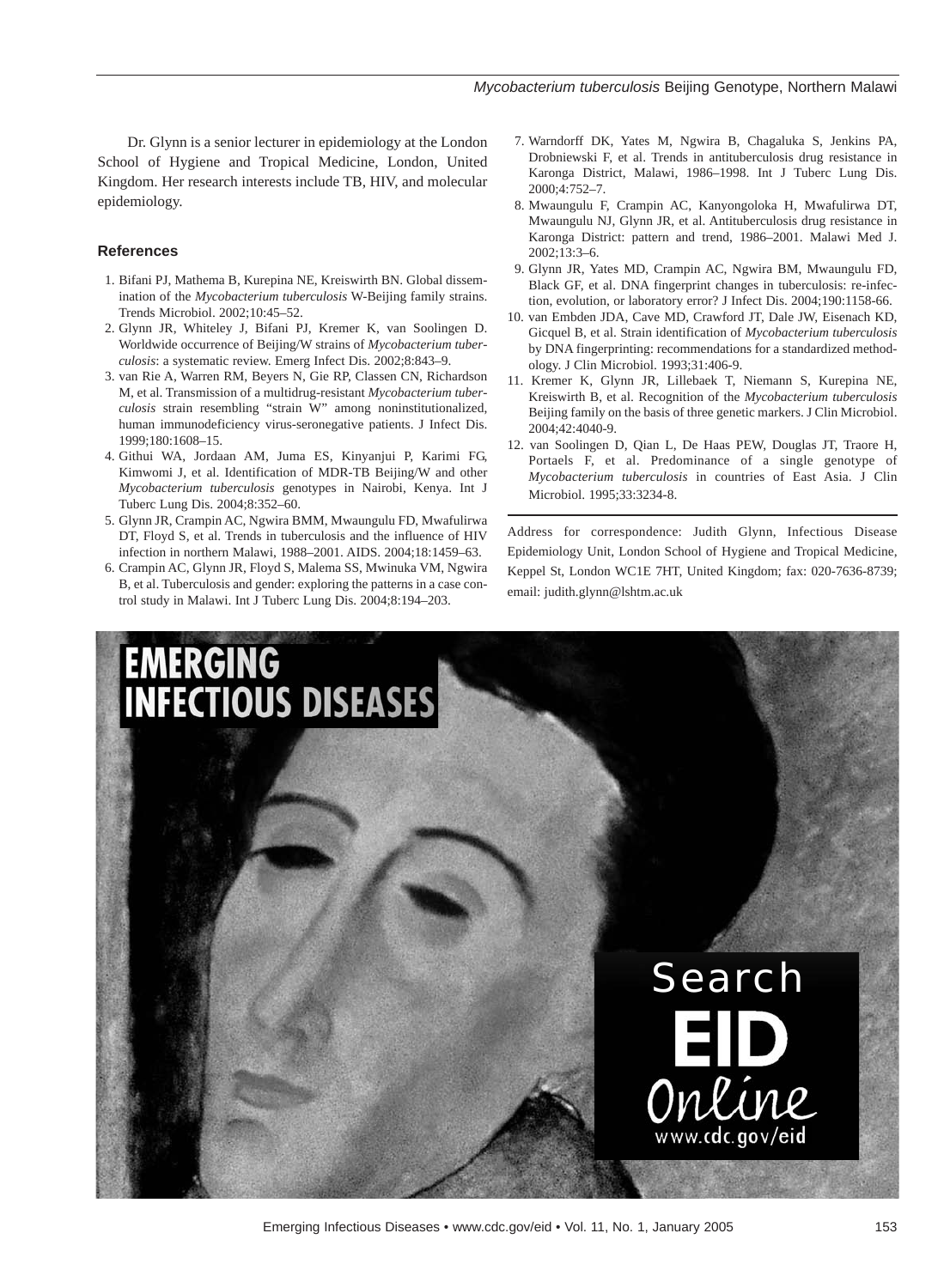Dr. Glynn is a senior lecturer in epidemiology at the London School of Hygiene and Tropical Medicine, London, United Kingdom. Her research interests include TB, HIV, and molecular epidemiology.

### References

1. Bifani PJ, Mathema B, Kurepina NE, Kreiswirth BN. Global dissemination of the *Mycobacterium tuberculosis* W-Beijing family strains. Trends Microbiol. 2002;10:45–52.
2. Glynn JR, Whiteley J, Bifani PJ, Kremer K, van Soolingen D. Worldwide occurrence of Beijing/W strains of *Mycobacterium tuberculosis*: a systematic review. Emerg Infect Dis. 2002;8:843–9.
3. van Rie A, Warren RM, Beyers N, Gie RP, Classen CN, Richardson M, et al. Transmission of a multidrug-resistant *Mycobacterium tuberculosis* strain resembling "strain W" among noninstitutionalized, human immunodeficiency virus-seronegative patients. J Infect Dis. 1999;180:1608–15.
4. Githui WA, Jordaan AM, Juma ES, Kinyanjui P, Karimi FG, Kimwomi J, et al. Identification of MDR-TB Beijing/W and other *Mycobacterium tuberculosis* genotypes in Nairobi, Kenya. Int J Tuberc Lung Dis. 2004;8:352–60.
5. Glynn JR, Crampin AC, Ngwira BMM, Mwaungulu FD, Mwafulirwa DT, Floyd S, et al. Trends in tuberculosis and the influence of HIV infection in northern Malawi, 1988–2001. AIDS. 2004;18:1459–63.
6. Crampin AC, Glynn JR, Floyd S, Malema SS, Mwinuka VM, Ngwira B, et al. Tuberculosis and gender: exploring the patterns in a case control study in Malawi. Int J Tuberc Lung Dis. 2004;8:194–203.
7. Warndorff DK, Yates M, Ngwira B, Chagaluka S, Jenkins PA, Drobniewski F, et al. Trends in antituberculosis drug resistance in Karonga District, Malawi, 1986–1998. Int J Tuberc Lung Dis. 2000;4:752–7.
8. Mwaungulu F, Crampin AC, Kanyongoloka H, Mwafulirwa DT, Mwaungulu NJ, Glynn JR, et al. Antituberculosis drug resistance in Karonga District: pattern and trend, 1986–2001. Malawi Med J. 2002;13:3–6.
9. Glynn JR, Yates MD, Crampin AC, Ngwira BM, Mwaungulu FD, Black GF, et al. DNA fingerprint changes in tuberculosis: re-infection, evolution, or laboratory error? J Infect Dis. 2004;190:1158-66.
10. van Embden JDA, Cave MD, Crawford JT, Dale JW, Eisenach KD, Gicquel B, et al. Strain identification of *Mycobacterium tuberculosis* by DNA fingerprinting: recommendations for a standardized methodology. J Clin Microbiol. 1993;31:406-9.
11. Kremer K, Glynn JR, Lillebaek T, Niemann S, Kurepina NE, Kreiswirth B, et al. Recognition of the *Mycobacterium tuberculosis* Beijing family on the basis of three genetic markers. J Clin Microbiol. 2004;42:4040-9.
12. van Soolingen D, Qian L, De Haas PEW, Douglas JT, Traore H, Portaels F, et al. Predominance of a single genotype of *Mycobacterium tuberculosis* in countries of East Asia. J Clin Microbiol. 1995;33:3234-8.

Address for correspondence: Judith Glynn, Infectious Disease Epidemiology Unit, London School of Hygiene and Tropical Medicine, Keppel St, London WC1E 7HT, United Kingdom; fax: 020-7636-8739; email: judith.glynn@lshtm.ac.uk

EMERGING INFECTIOUS DISEASES

Search EID Online www.cdc.gov/eid